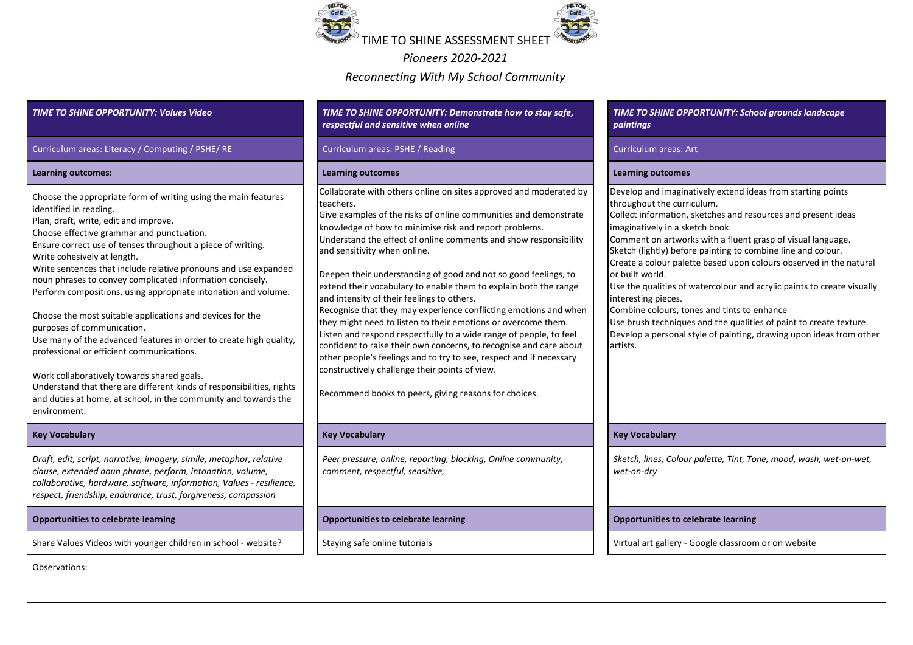# TIME TO SHINE ASSESSMENT SHEET

*Pioneers 2020-2021*

*Reconnecting With My School Community*

| ***TIME TO SHINE OPPORTUNITY: Values Video*** | ***TIME TO SHINE OPPORTUNITY: Demonstrate how to stay safe, respectful and sensitive when online*** | ***TIME TO SHINE OPPORTUNITY: School grounds landscape paintings*** |
|---|---|---|
| Curriculum areas: Literacy / Computing / PSHE/ RE | Curriculum areas: PSHE / Reading | Curriculum areas: Art |
| **Learning outcomes:** | **Learning outcomes** | **Learning outcomes** |
| Choose the appropriate form of writing using the main features identified in reading.<br>Plan, draft, write, edit and improve.<br>Choose effective grammar and punctuation.<br>Ensure correct use of tenses throughout a piece of writing.<br>Write cohesively at length.<br>Write sentences that include relative pronouns and use expanded noun phrases to convey complicated information concisely.<br>Perform compositions, using appropriate intonation and volume.<br><br>Choose the most suitable applications and devices for the purposes of communication.<br>Use many of the advanced features in order to create high quality, professional or efficient communications.<br><br>Work collaboratively towards shared goals.<br>Understand that there are different kinds of responsibilities, rights and duties at home, at school, in the community and towards the environment. | Collaborate with others online on sites approved and moderated by teachers.<br>Give examples of the risks of online communities and demonstrate knowledge of how to minimise risk and report problems.<br>Understand the effect of online comments and show responsibility and sensitivity when online.<br><br>Deepen their understanding of good and not so good feelings, to extend their vocabulary to enable them to explain both the range and intensity of their feelings to others.<br>Recognise that they may experience conflicting emotions and when they might need to listen to their emotions or overcome them.<br>Listen and respond respectfully to a wide range of people, to feel confident to raise their own concerns, to recognise and care about other people's feelings and to try to see, respect and if necessary constructively challenge their points of view.<br><br>Recommend books to peers, giving reasons for choices. | Develop and imaginatively extend ideas from starting points throughout the curriculum.<br>Collect information, sketches and resources and present ideas imaginatively in a sketch book.<br>Comment on artworks with a fluent grasp of visual language.<br>Sketch (lightly) before painting to combine line and colour.<br>Create a colour palette based upon colours observed in the natural or built world.<br>Use the qualities of watercolour and acrylic paints to create visually interesting pieces.<br>Combine colours, tones and tints to enhance<br>Use brush techniques and the qualities of paint to create texture.<br>Develop a personal style of painting, drawing upon ideas from other artists. |
| **Key Vocabulary** | **Key Vocabulary** | **Key Vocabulary** |
| *Draft, edit, script, narrative, imagery, simile, metaphor, relative clause, extended noun phrase, perform, intonation, volume, collaborative, hardware, software, information, Values - resilience, respect, friendship, endurance, trust, forgiveness, compassion* | *Peer pressure, online, reporting, blocking, Online community, comment, respectful, sensitive,* | *Sketch, lines, Colour palette, Tint, Tone, mood, wash, wet-on-wet, wet-on-dry* |
| **Opportunities to celebrate learning** | **Opportunities to celebrate learning** | **Opportunities to celebrate learning** |
| Share Values Videos with younger children in school - website? | Staying safe online tutorials | Virtual art gallery - Google classroom or on website |

Observations: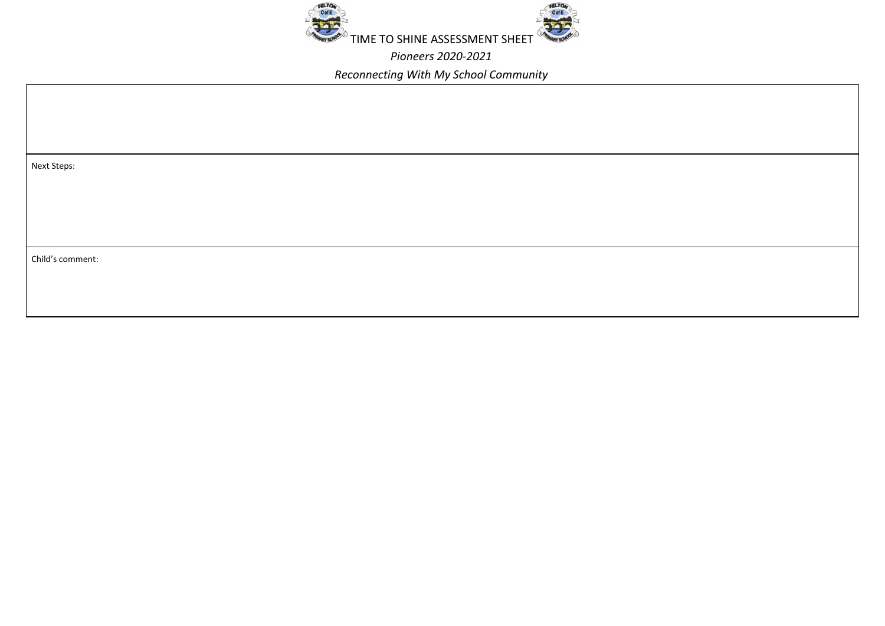TIME TO SHINE ASSESSMENT SHEET

*Pioneers 2020-2021*

*Reconnecting With My School Community*

| |
|---|
| |
| Next Steps: |
| Child's comment: |